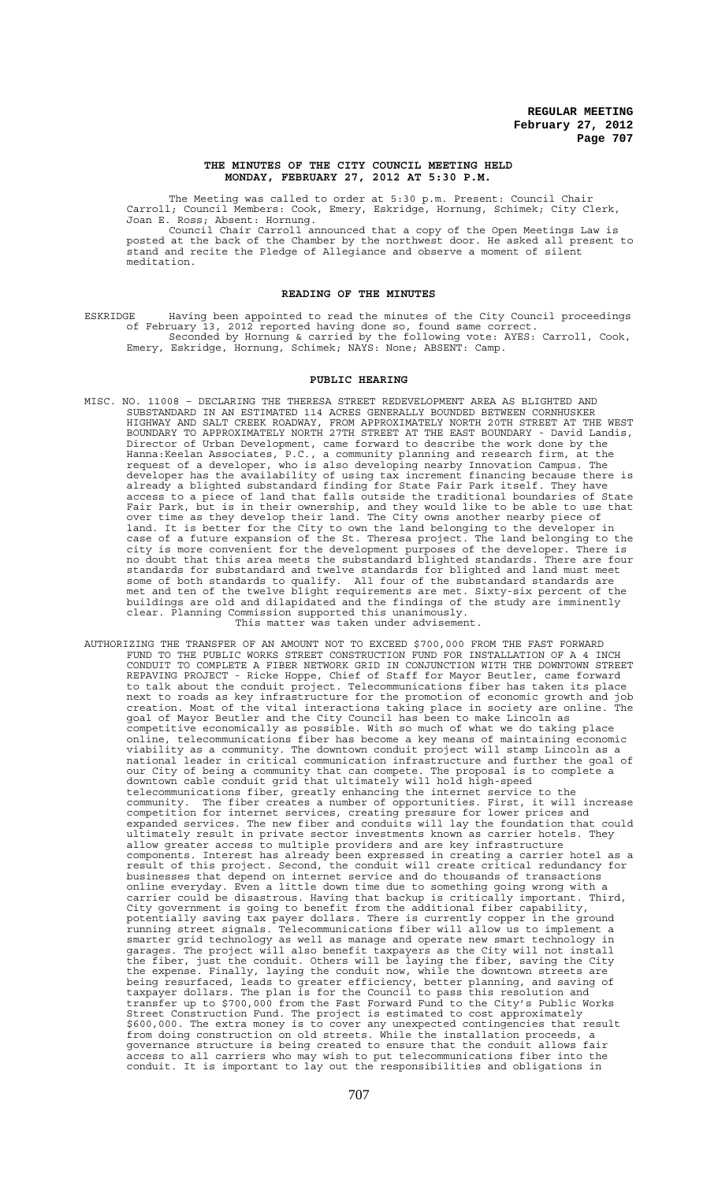# THE MINUTES OF THE CITY COUNCIL MEETING HELD MONDAY, FEBRUARY 27, 2012 AT 5:30 P.M.

The Meeting was called to order at 5:30 p.m. Present: Council Chair Carroll; Council Members: Cook, Emery, Eskridge, Hornung, Schimek; City Clerk, Joan E. Ross; Absent: Hornung.

Council Chair Carroll announced that a copy of the Open Meetings Law is posted at the back of the Chamber by the northwest door. He asked all present to stand and recite the Pledge of Allegiance and observe a moment of silent meditation.

## READING OF THE MINUTES

ESKRIDGE Having been appointed to read the minutes of the City Council proceedings of February 13, 2012 reported having done so, found same correct.

Seconded by Hornung & carried by the following vote: AYES: Carroll, Cook, Emery, Eskridge, Hornung, Schimek; NAYS: None; ABSENT: Camp.

## PUBLIC HEARING

MISC. NO. 11008 – DECLARING THE THERESA STREET REDEVELOPMENT AREA AS BLIGHTED AND SUBSTANDARD IN AN ESTIMATED 114 ACRES GENERALLY BOUNDED BETWEEN CORNHUSKER HIGHWAY AND SALT CREEK ROADWAY, FROM APPROXIMATELY NORTH 20TH STREET AT THE WEST BOUNDARY TO APPROXIMATELY NORTH 27TH STREET AT THE EAST BOUNDARY - David Landis, Director of Urban Development, came forward to describe the work done by the Hanna:Keelan Associates, P.C., a community planning and research firm, at the request of a developer, who is also developing nearby Innovation Campus. The developer has the availability of using tax increment financing because there is already a blighted substandard finding for State Fair Park itself. They have access to a piece of land that falls outside the traditional boundaries of State Fair Park, but is in their ownership, and they would like to be able to use that over time as they develop their land. The City owns another nearby piece of land. It is better for the City to own the land belonging to the developer in case of a future expansion of the St. Theresa project. The land belonging to the city is more convenient for the development purposes of the developer. There is no doubt that this area meets the substandard blighted standards. There are four standards for substandard and twelve standards for blighted and land must meet some of both standards to qualify. All four of the substandard standards are met and ten of the twelve blight requirements are met. Sixty-six percent of the buildings are old and dilapidated and the findings of the study are imminently clear. Planning Commission supported this unanimously.

This matter was taken under advisement.

AUTHORIZING THE TRANSFER OF AN AMOUNT NOT TO EXCEED $700,000 FROM THE FAST FORWARD FUND TO THE PUBLIC WORKS STREET CONSTRUCTION FUND FOR INSTALLATION OF A 4 INCH CONDUIT TO COMPLETE A FIBER NETWORK GRID IN CONJUNCTION WITH THE DOWNTOWN STREET REPAVING PROJECT - Ricke Hoppe, Chief of Staff for Mayor Beutler, came forward to talk about the conduit project. Telecommunications fiber has taken its place next to roads as key infrastructure for the promotion of economic growth and job creation. Most of the vital interactions taking place in society are online. The goal of Mayor Beutler and the City Council has been to make Lincoln as competitive economically as possible. With so much of what we do taking place online, telecommunications fiber has become a key means of maintaining economic viability as a community. The downtown conduit project will stamp Lincoln as a national leader in critical communication infrastructure and further the goal of our City of being a community that can compete. The proposal is to complete a downtown cable conduit grid that ultimately will hold high-speed telecommunications fiber, greatly enhancing the internet service to the community. The fiber creates a number of opportunities. First, it will increase competition for internet services, creating pressure for lower prices and expanded services. The new fiber and conduits will lay the foundation that could ultimately result in private sector investments known as carrier hotels. They allow greater access to multiple providers and are key infrastructure components. Interest has already been expressed in creating a carrier hotel as a result of this project. Second, the conduit will create critical redundancy for businesses that depend on internet service and do thousands of transactions online everyday. Even a little down time due to something going wrong with a carrier could be disastrous. Having that backup is critically important. Third, City government is going to benefit from the additional fiber capability, potentially saving tax payer dollars. There is currently copper in the ground running street signals. Telecommunications fiber will allow us to implement a smarter grid technology as well as manage and operate new smart technology in garages. The project will also benefit taxpayers as the City will not install the fiber, just the conduit. Others will be laying the fiber, saving the City the expense. Finally, laying the conduit now, while the downtown streets are being resurfaced, leads to greater efficiency, better planning, and saving of taxpayer dollars. The plan is for the Council to pass this resolution and transfer up to $700,000 from the Fast Forward Fund to the City's Public Works Street Construction Fund. The project is estimated to cost approximately $600,000. The extra money is to cover any unexpected contingencies that result from doing construction on old streets. While the installation proceeds, a governance structure is being created to ensure that the conduit allows fair access to all carriers who may wish to put telecommunications fiber into the conduit. It is important to lay out the responsibilities and obligations in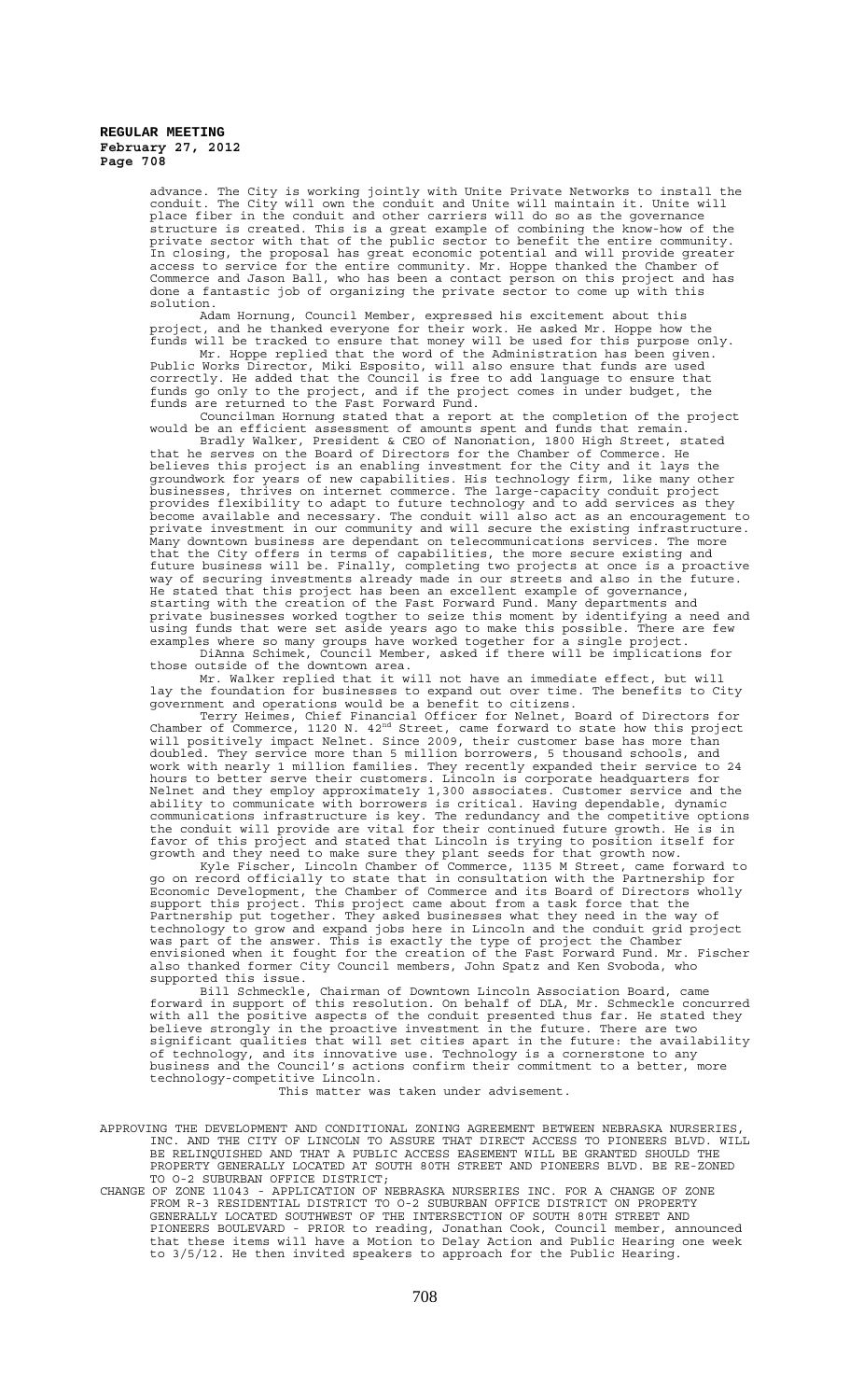advance. The City is working jointly with Unite Private Networks to install the conduit. The City will own the conduit and Unite will maintain it. Unite will place fiber in the conduit and other carriers will do so as the governance structure is created. This is a great example of combining the know-how of the private sector with that of the public sector to benefit the entire community. In closing, the proposal has great economic potential and will provide greater access to service for the entire community. Mr. Hoppe thanked the Chamber of Commerce and Jason Ball, who has been a contact person on this project and has done a fantastic job of organizing the private sector to come up with this solution.

Adam Hornung, Council Member, expressed his excitement about this project, and he thanked everyone for their work. He asked Mr. Hoppe how the funds will be tracked to ensure that money will be used for this purpose only.

Mr. Hoppe replied that the word of the Administration has been given. Public Works Director, Miki Esposito, will also ensure that funds are used correctly. He added that the Council is free to add language to ensure that funds go only to the project, and if the project comes in under budget, the funds are returned to the Fast Forward Fund.

Councilman Hornung stated that a report at the completion of the project would be an efficient assessment of amounts spent and funds that remain.

Bradly Walker, President & CEO of Nanonation, 1800 High Street, stated that he serves on the Board of Directors for the Chamber of Commerce. He believes this project is an enabling investment for the City and it lays the groundwork for years of new capabilities. His technology firm, like many other businesses, thrives on internet commerce. The large-capacity conduit project provides flexibility to adapt to future technology and to add services as they become available and necessary. The conduit will also act as an encouragement to private investment in our community and will secure the existing infrastructure. Many downtown business are dependant on telecommunications services. The more that the City offers in terms of capabilities, the more secure existing and future business will be. Finally, completing two projects at once is a proactive way of securing investments already made in our streets and also in the future. He stated that this project has been an excellent example of governance, starting with the creation of the Fast Forward Fund. Many departments and private businesses worked togther to seize this moment by identifying a need and using funds that were set aside years ago to make this possible. There are few examples where so many groups have worked together for a single project.

DiAnna Schimek, Council Member, asked if there will be implications for those outside of the downtown area.

Mr. Walker replied that it will not have an immediate effect, but will lay the foundation for businesses to expand out over time. The benefits to City government and operations would be a benefit to citizens.

Terry Heimes, Chief Financial Officer for Nelnet, Board of Directors for Chamber of Commerce, 1120 N. 42nd Street, came forward to state how this project will positively impact Nelnet. Since 2009, their customer base has more than doubled. They service more than 5 million borrowers, 5 thousand schools, and work with nearly 1 million families. They recently expanded their service to 24 hours to better serve their customers. Lincoln is corporate headquarters for Nelnet and they employ approximately 1,300 associates. Customer service and the ability to communicate with borrowers is critical. Having dependable, dynamic communications infrastructure is key. The redundancy and the competitive options the conduit will provide are vital for their continued future growth. He is in favor of this project and stated that Lincoln is trying to position itself for growth and they need to make sure they plant seeds for that growth now.

Kyle Fischer, Lincoln Chamber of Commerce, 1135 M Street, came forward to go on record officially to state that in consultation with the Partnership for Economic Development, the Chamber of Commerce and its Board of Directors wholly support this project. This project came about from a task force that the Partnership put together. They asked businesses what they need in the way of technology to grow and expand jobs here in Lincoln and the conduit grid project was part of the answer. This is exactly the type of project the Chamber envisioned when it fought for the creation of the Fast Forward Fund. Mr. Fischer also thanked former City Council members, John Spatz and Ken Svoboda, who supported this issue.

Bill Schmeckle, Chairman of Downtown Lincoln Association Board, came forward in support of this resolution. On behalf of DLA, Mr. Schmeckle concurred with all the positive aspects of the conduit presented thus far. He stated they believe strongly in the proactive investment in the future. There are two significant qualities that will set cities apart in the future: the availability of technology, and its innovative use. Technology is a cornerstone to any business and the Council's actions confirm their commitment to a better, more technology-competitive Lincoln.

This matter was taken under advisement.

APPROVING THE DEVELOPMENT AND CONDITIONAL ZONING AGREEMENT BETWEEN NEBRASKA NURSERIES, INC. AND THE CITY OF LINCOLN TO ASSURE THAT DIRECT ACCESS TO PIONEERS BLVD. WILL BE RELINQUISHED AND THAT A PUBLIC ACCESS EASEMENT WILL BE GRANTED SHOULD THE PROPERTY GENERALLY LOCATED AT SOUTH 80TH STREET AND PIONEERS BLVD. BE RE-ZONED TO O-2 SUBURBAN OFFICE DISTRICT;

CHANGE OF ZONE 11043 - APPLICATION OF NEBRASKA NURSERIES INC. FOR A CHANGE OF ZONE FROM R-3 RESIDENTIAL DISTRICT TO O-2 SUBURBAN OFFICE DISTRICT ON PROPERTY GENERALLY LOCATED SOUTHWEST OF THE INTERSECTION OF SOUTH 80TH STREET AND PIONEERS BOULEVARD - PRIOR to reading, Jonathan Cook, Council member, announced that these items will have a Motion to Delay Action and Public Hearing one week to 3/5/12. He then invited speakers to approach for the Public Hearing.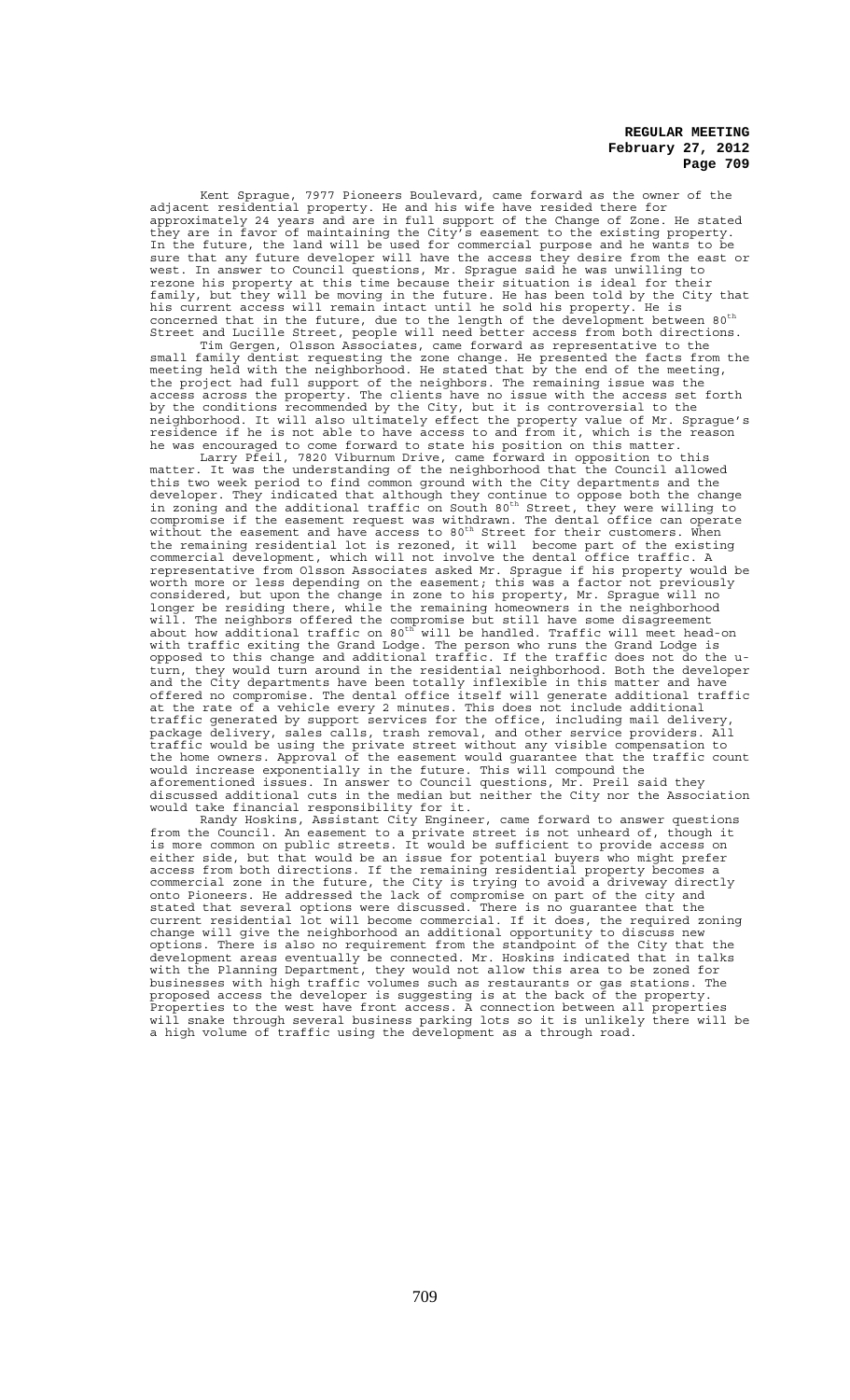Kent Sprague, 7977 Pioneers Boulevard, came forward as the owner of the adjacent residential property. He and his wife have resided there for approximately 24 years and are in full support of the Change of Zone. He stated they are in favor of maintaining the City's easement to the existing property. In the future, the land will be used for commercial purpose and he wants to be sure that any future developer will have the access they desire from the east or west. In answer to Council questions, Mr. Sprague said he was unwilling to rezone his property at this time because their situation is ideal for their family, but they will be moving in the future. He has been told by the City that his current access will remain intact until he sold his property. He is concerned that in the future, due to the length of the development between 80th Street and Lucille Street, people will need better access from both directions.

Tim Gergen, Olsson Associates, came forward as representative to the small family dentist requesting the zone change. He presented the facts from the meeting held with the neighborhood. He stated that by the end of the meeting, the project had full support of the neighbors. The remaining issue was the access across the property. The clients have no issue with the access set forth by the conditions recommended by the City, but it is controversial to the neighborhood. It will also ultimately effect the property value of Mr. Sprague's residence if he is not able to have access to and from it, which is the reason he was encouraged to come forward to state his position on this matter.

Larry Pfeil, 7820 Viburnum Drive, came forward in opposition to this matter. It was the understanding of the neighborhood that the Council allowed this two week period to find common ground with the City departments and the developer. They indicated that although they continue to oppose both the change in zoning and the additional traffic on South 80th Street, they were willing to compromise if the easement request was withdrawn. The dental office can operate without the easement and have access to 80th Street for their customers. When the remaining residential lot is rezoned, it will become part of the existing commercial development, which will not involve the dental office traffic. A representative from Olsson Associates asked Mr. Sprague if his property would be worth more or less depending on the easement; this was a factor not previously considered, but upon the change in zone to his property, Mr. Sprague will no longer be residing there, while the remaining homeowners in the neighborhood will. The neighbors offered the compromise but still have some disagreement about how additional traffic on 80th will be handled. Traffic will meet head-on with traffic exiting the Grand Lodge. The person who runs the Grand Lodge is opposed to this change and additional traffic. If the traffic does not do the u-turn, they would turn around in the residential neighborhood. Both the developer and the City departments have been totally inflexible in this matter and have offered no compromise. The dental office itself will generate additional traffic at the rate of a vehicle every 2 minutes. This does not include additional traffic generated by support services for the office, including mail delivery, package delivery, sales calls, trash removal, and other service providers. All traffic would be using the private street without any visible compensation to the home owners. Approval of the easement would guarantee that the traffic count would increase exponentially in the future. This will compound the aforementioned issues. In answer to Council questions, Mr. Preil said they discussed additional cuts in the median but neither the City nor the Association would take financial responsibility for it.

Randy Hoskins, Assistant City Engineer, came forward to answer questions from the Council. An easement to a private street is not unheard of, though it is more common on public streets. It would be sufficient to provide access on either side, but that would be an issue for potential buyers who might prefer access from both directions. If the remaining residential property becomes a commercial zone in the future, the City is trying to avoid a driveway directly onto Pioneers. He addressed the lack of compromise on part of the city and stated that several options were discussed. There is no guarantee that the current residential lot will become commercial. If it does, the required zoning change will give the neighborhood an additional opportunity to discuss new options. There is also no requirement from the standpoint of the City that the development areas eventually be connected. Mr. Hoskins indicated that in talks with the Planning Department, they would not allow this area to be zoned for businesses with high traffic volumes such as restaurants or gas stations. The proposed access the developer is suggesting is at the back of the property. Properties to the west have front access. A connection between all properties will snake through several business parking lots so it is unlikely there will be a high volume of traffic using the development as a through road.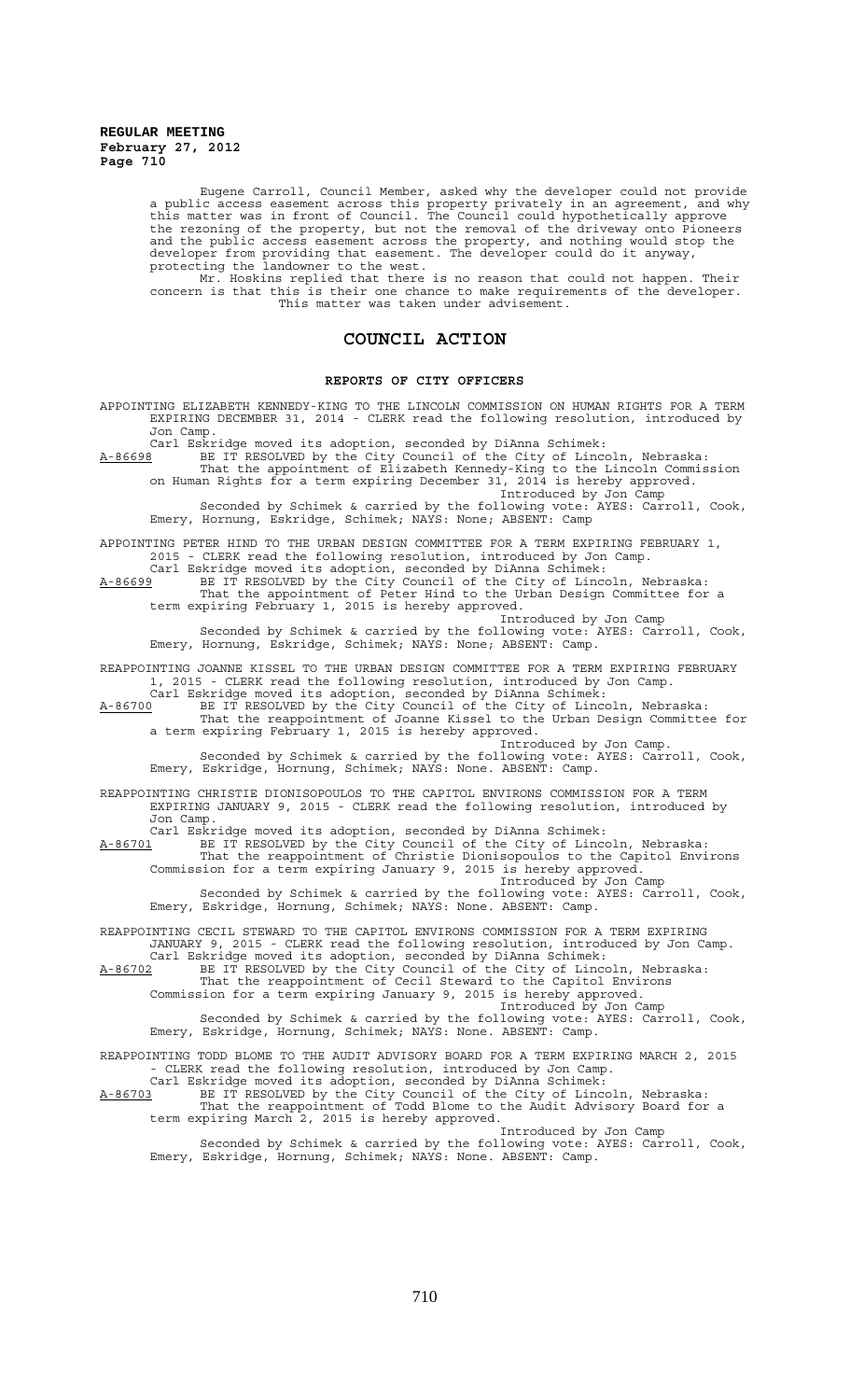Eugene Carroll, Council Member, asked why the developer could not provide a public access easement across this property privately in an agreement, and why this matter was in front of Council. The Council could hypothetically approve the rezoning of the property, but not the removal of the driveway onto Pioneers and the public access easement across the property, and nothing would stop the developer from providing that easement. The developer could do it anyway, protecting the landowner to the west.

Mr. Hoskins replied that there is no reason that could not happen. Their concern is that this is their one chance to make requirements of the developer. This matter was taken under advisement.

## COUNCIL ACTION

### REPORTS OF CITY OFFICERS

APPOINTING ELIZABETH KENNEDY-KING TO THE LINCOLN COMMISSION ON HUMAN RIGHTS FOR A TERM EXPIRING DECEMBER 31, 2014 - CLERK read the following resolution, introduced by Jon Camp.

Carl Eskridge moved its adoption, seconded by DiAnna Schimek:

A-86698 BE IT RESOLVED by the City Council of the City of Lincoln, Nebraska:

That the appointment of Elizabeth Kennedy-King to the Lincoln Commission on Human Rights for a term expiring December 31, 2014 is hereby approved.

Introduced by Jon Camp

Seconded by Schimek & carried by the following vote: AYES: Carroll, Cook, Emery, Hornung, Eskridge, Schimek; NAYS: None; ABSENT: Camp

APPOINTING PETER HIND TO THE URBAN DESIGN COMMITTEE FOR A TERM EXPIRING FEBRUARY 1, 2015 - CLERK read the following resolution, introduced by Jon Camp.

Carl Eskridge moved its adoption, seconded by DiAnna Schimek:

A-86699 BE IT RESOLVED by the City Council of the City of Lincoln, Nebraska:

That the appointment of Peter Hind to the Urban Design Committee for a term expiring February 1, 2015 is hereby approved.

Introduced by Jon Camp

Seconded by Schimek & carried by the following vote: AYES: Carroll, Cook, Emery, Hornung, Eskridge, Schimek; NAYS: None; ABSENT: Camp.

REAPPOINTING JOANNE KISSEL TO THE URBAN DESIGN COMMITTEE FOR A TERM EXPIRING FEBRUARY 1, 2015 - CLERK read the following resolution, introduced by Jon Camp.

Carl Eskridge moved its adoption, seconded by DiAnna Schimek:

A-86700 BE IT RESOLVED by the City Council of the City of Lincoln, Nebraska:

That the reappointment of Joanne Kissel to the Urban Design Committee for a term expiring February 1, 2015 is hereby approved.

Introduced by Jon Camp.

Seconded by Schimek & carried by the following vote: AYES: Carroll, Cook, Emery, Eskridge, Hornung, Schimek; NAYS: None. ABSENT: Camp.

REAPPOINTING CHRISTIE DIONISOPOULOS TO THE CAPITOL ENVIRONS COMMISSION FOR A TERM EXPIRING JANUARY 9, 2015 - CLERK read the following resolution, introduced by Jon Camp.

Carl Eskridge moved its adoption, seconded by DiAnna Schimek:

A-86701 BE IT RESOLVED by the City Council of the City of Lincoln, Nebraska:

That the reappointment of Christie Dionisopoulos to the Capitol Environs Commission for a term expiring January 9, 2015 is hereby approved.

Introduced by Jon Camp

Seconded by Schimek & carried by the following vote: AYES: Carroll, Cook, Emery, Eskridge, Hornung, Schimek; NAYS: None. ABSENT: Camp.

REAPPOINTING CECIL STEWARD TO THE CAPITOL ENVIRONS COMMISSION FOR A TERM EXPIRING JANUARY 9, 2015 - CLERK read the following resolution, introduced by Jon Camp.

Carl Eskridge moved its adoption, seconded by DiAnna Schimek:

A-86702 BE IT RESOLVED by the City Council of the City of Lincoln, Nebraska:

That the reappointment of Cecil Steward to the Capitol Environs Commission for a term expiring January 9, 2015 is hereby approved.

Introduced by Jon Camp

Seconded by Schimek & carried by the following vote: AYES: Carroll, Cook, Emery, Eskridge, Hornung, Schimek; NAYS: None. ABSENT: Camp.

REAPPOINTING TODD BLOME TO THE AUDIT ADVISORY BOARD FOR A TERM EXPIRING MARCH 2, 2015 - CLERK read the following resolution, introduced by Jon Camp.

Carl Eskridge moved its adoption, seconded by DiAnna Schimek:

A-86703 BE IT RESOLVED by the City Council of the City of Lincoln, Nebraska:

That the reappointment of Todd Blome to the Audit Advisory Board for a term expiring March 2, 2015 is hereby approved.

Introduced by Jon Camp

Seconded by Schimek & carried by the following vote: AYES: Carroll, Cook, Emery, Eskridge, Hornung, Schimek; NAYS: None. ABSENT: Camp.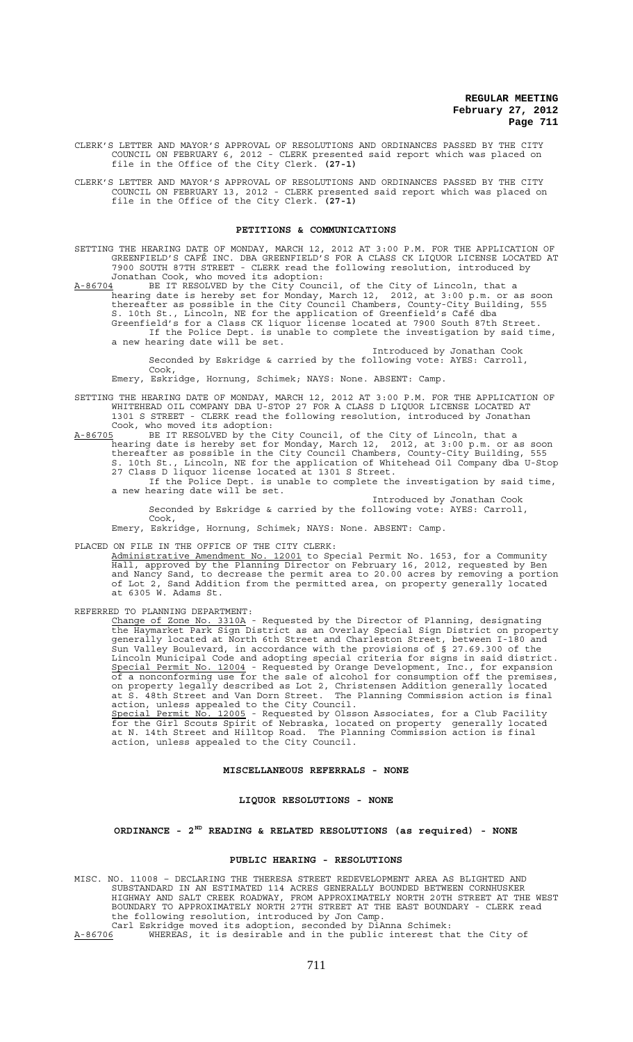CLERK'S LETTER AND MAYOR'S APPROVAL OF RESOLUTIONS AND ORDINANCES PASSED BY THE CITY COUNCIL ON FEBRUARY 6, 2012 - CLERK presented said report which was placed on file in the Office of the City Clerk. **(27-1)**

CLERK'S LETTER AND MAYOR'S APPROVAL OF RESOLUTIONS AND ORDINANCES PASSED BY THE CITY COUNCIL ON FEBRUARY 13, 2012 - CLERK presented said report which was placed on file in the Office of the City Clerk. **(27-1)**

## PETITIONS & COMMUNICATIONS

SETTING THE HEARING DATE OF MONDAY, MARCH 12, 2012 AT 3:00 P.M. FOR THE APPLICATION OF GREENFIELD'S CAFÉ INC. DBA GREENFIELD'S FOR A CLASS CK LIQUOR LICENSE LOCATED AT 7900 SOUTH 87TH STREET - CLERK read the following resolution, introduced by Jonathan Cook, who moved its adoption:

A-86704 BE IT RESOLVED by the City Council, of the City of Lincoln, that a hearing date is hereby set for Monday, March 12, 2012, at 3:00 p.m. or as soon thereafter as possible in the City Council Chambers, County-City Building, 555 S. 10th St., Lincoln, NE for the application of Greenfield's Café dba Greenfield's for a Class CK liquor license located at 7900 South 87th Street.

If the Police Dept. is unable to complete the investigation by said time, a new hearing date will be set.

Introduced by Jonathan Cook

Seconded by Eskridge & carried by the following vote: AYES: Carroll, Cook, Emery, Eskridge, Hornung, Schimek; NAYS: None. ABSENT: Camp.

SETTING THE HEARING DATE OF MONDAY, MARCH 12, 2012 AT 3:00 P.M. FOR THE APPLICATION OF WHITEHEAD OIL COMPANY DBA U-STOP 27 FOR A CLASS D LIQUOR LICENSE LOCATED AT 1301 S STREET - CLERK read the following resolution, introduced by Jonathan Cook, who moved its adoption:

A-86705 BE IT RESOLVED by the City Council, of the City of Lincoln, that a hearing date is hereby set for Monday, March 12, 2012, at 3:00 p.m. or as soon thereafter as possible in the City Council Chambers, County-City Building, 555 S. 10th St., Lincoln, NE for the application of Whitehead Oil Company dba U-Stop 27 Class D liquor license located at 1301 S Street.

If the Police Dept. is unable to complete the investigation by said time, a new hearing date will be set.

Introduced by Jonathan Cook

Seconded by Eskridge & carried by the following vote: AYES: Carroll, Cook, Emery, Eskridge, Hornung, Schimek; NAYS: None. ABSENT: Camp.

PLACED ON FILE IN THE OFFICE OF THE CITY CLERK:

Administrative Amendment No. 12001 to Special Permit No. 1653, for a Community Hall, approved by the Planning Director on February 16, 2012, requested by Ben and Nancy Sand, to decrease the permit area to 20.00 acres by removing a portion of Lot 2, Sand Addition from the permitted area, on property generally located at 6305 W. Adams St.

REFERRED TO PLANNING DEPARTMENT:

Change of Zone No. 3310A - Requested by the Director of Planning, designating the Haymarket Park Sign District as an Overlay Special Sign District on property generally located at North 6th Street and Charleston Street, between I-180 and Sun Valley Boulevard, in accordance with the provisions of § 27.69.300 of the Lincoln Municipal Code and adopting special criteria for signs in said district.

Special Permit No. 12004 - Requested by Orange Development, Inc., for expansion of a nonconforming use for the sale of alcohol for consumption off the premises, on property legally described as Lot 2, Christensen Addition generally located at S. 48th Street and Van Dorn Street. The Planning Commission action is final action, unless appealed to the City Council.

Special Permit No. 12005 - Requested by Olsson Associates, for a Club Facility for the Girl Scouts Spirit of Nebraska, located on property generally located at N. 14th Street and Hilltop Road. The Planning Commission action is final action, unless appealed to the City Council.

## MISCELLANEOUS REFERRALS - NONE

## LIQUOR RESOLUTIONS - NONE

## ORDINANCE - 2ND READING & RELATED RESOLUTIONS (as required) - NONE

## PUBLIC HEARING - RESOLUTIONS

MISC. NO. 11008 – DECLARING THE THERESA STREET REDEVELOPMENT AREA AS BLIGHTED AND SUBSTANDARD IN AN ESTIMATED 114 ACRES GENERALLY BOUNDED BETWEEN CORNHUSKER HIGHWAY AND SALT CREEK ROADWAY, FROM APPROXIMATELY NORTH 20TH STREET AT THE WEST BOUNDARY TO APPROXIMATELY NORTH 27TH STREET AT THE EAST BOUNDARY - CLERK read the following resolution, introduced by Jon Camp. Carl Eskridge moved its adoption, seconded by DiAnna Schimek:

A-86706 WHEREAS, it is desirable and in the public interest that the City of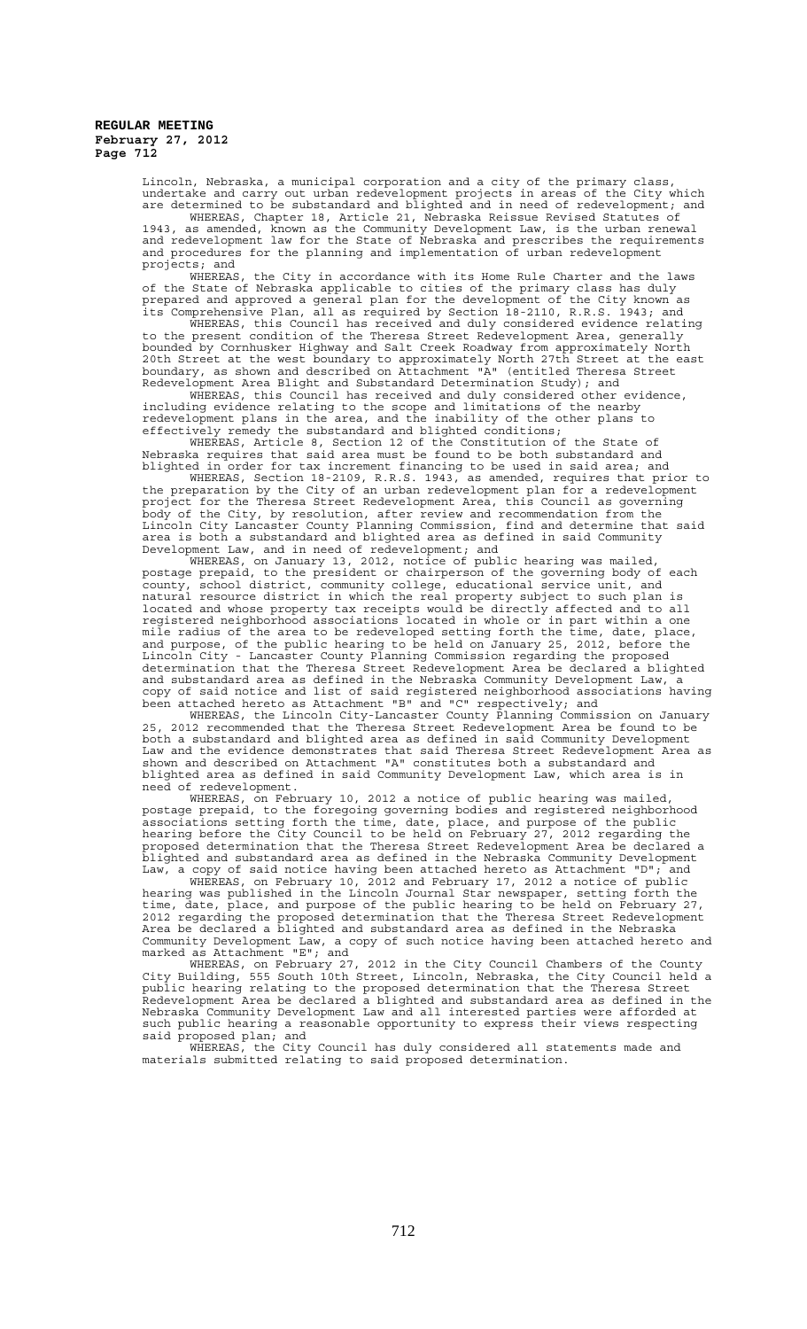Lincoln, Nebraska, a municipal corporation and a city of the primary class, undertake and carry out urban redevelopment projects in areas of the City which are determined to be substandard and blighted and in need of redevelopment; and

WHEREAS, Chapter 18, Article 21, Nebraska Reissue Revised Statutes of 1943, as amended, known as the Community Development Law, is the urban renewal and redevelopment law for the State of Nebraska and prescribes the requirements and procedures for the planning and implementation of urban redevelopment projects; and

WHEREAS, the City in accordance with its Home Rule Charter and the laws of the State of Nebraska applicable to cities of the primary class has duly prepared and approved a general plan for the development of the City known as its Comprehensive Plan, all as required by Section 18-2110, R.R.S. 1943; and

WHEREAS, this Council has received and duly considered evidence relating to the present condition of the Theresa Street Redevelopment Area, generally bounded by Cornhusker Highway and Salt Creek Roadway from approximately North 20th Street at the west boundary to approximately North 27th Street at the east boundary, as shown and described on Attachment "A" (entitled Theresa Street Redevelopment Area Blight and Substandard Determination Study); and

WHEREAS, this Council has received and duly considered other evidence, including evidence relating to the scope and limitations of the nearby redevelopment plans in the area, and the inability of the other plans to effectively remedy the substandard and blighted conditions;

WHEREAS, Article 8, Section 12 of the Constitution of the State of Nebraska requires that said area must be found to be both substandard and blighted in order for tax increment financing to be used in said area; and

WHEREAS, Section 18-2109, R.R.S. 1943, as amended, requires that prior to the preparation by the City of an urban redevelopment plan for a redevelopment project for the Theresa Street Redevelopment Area, this Council as governing body of the City, by resolution, after review and recommendation from the Lincoln City Lancaster County Planning Commission, find and determine that said area is both a substandard and blighted area as defined in said Community Development Law, and in need of redevelopment; and

WHEREAS, on January 13, 2012, notice of public hearing was mailed, postage prepaid, to the president or chairperson of the governing body of each county, school district, community college, educational service unit, and natural resource district in which the real property subject to such plan is located and whose property tax receipts would be directly affected and to all registered neighborhood associations located in whole or in part within a one mile radius of the area to be redeveloped setting forth the time, date, place, and purpose, of the public hearing to be held on January 25, 2012, before the Lincoln City - Lancaster County Planning Commission regarding the proposed determination that the Theresa Street Redevelopment Area be declared a blighted and substandard area as defined in the Nebraska Community Development Law, a copy of said notice and list of said registered neighborhood associations having been attached hereto as Attachment "B" and "C" respectively; and

WHEREAS, the Lincoln City-Lancaster County Planning Commission on January 25, 2012 recommended that the Theresa Street Redevelopment Area be found to be both a substandard and blighted area as defined in said Community Development Law and the evidence demonstrates that said Theresa Street Redevelopment Area as shown and described on Attachment "A" constitutes both a substandard and blighted area as defined in said Community Development Law, which area is in need of redevelopment.

WHEREAS, on February 10, 2012 a notice of public hearing was mailed, postage prepaid, to the foregoing governing bodies and registered neighborhood associations setting forth the time, date, place, and purpose of the public hearing before the City Council to be held on February 27, 2012 regarding the proposed determination that the Theresa Street Redevelopment Area be declared a blighted and substandard area as defined in the Nebraska Community Development Law, a copy of said notice having been attached hereto as Attachment "D"; and

WHEREAS, on February 10, 2012 and February 17, 2012 a notice of public hearing was published in the Lincoln Journal Star newspaper, setting forth the time, date, place, and purpose of the public hearing to be held on February 27, 2012 regarding the proposed determination that the Theresa Street Redevelopment Area be declared a blighted and substandard area as defined in the Nebraska Community Development Law, a copy of such notice having been attached hereto and marked as Attachment "E"; and

WHEREAS, on February 27, 2012 in the City Council Chambers of the County City Building, 555 South 10th Street, Lincoln, Nebraska, the City Council held a public hearing relating to the proposed determination that the Theresa Street Redevelopment Area be declared a blighted and substandard area as defined in the Nebraska Community Development Law and all interested parties were afforded at such public hearing a reasonable opportunity to express their views respecting said proposed plan; and

WHEREAS, the City Council has duly considered all statements made and materials submitted relating to said proposed determination.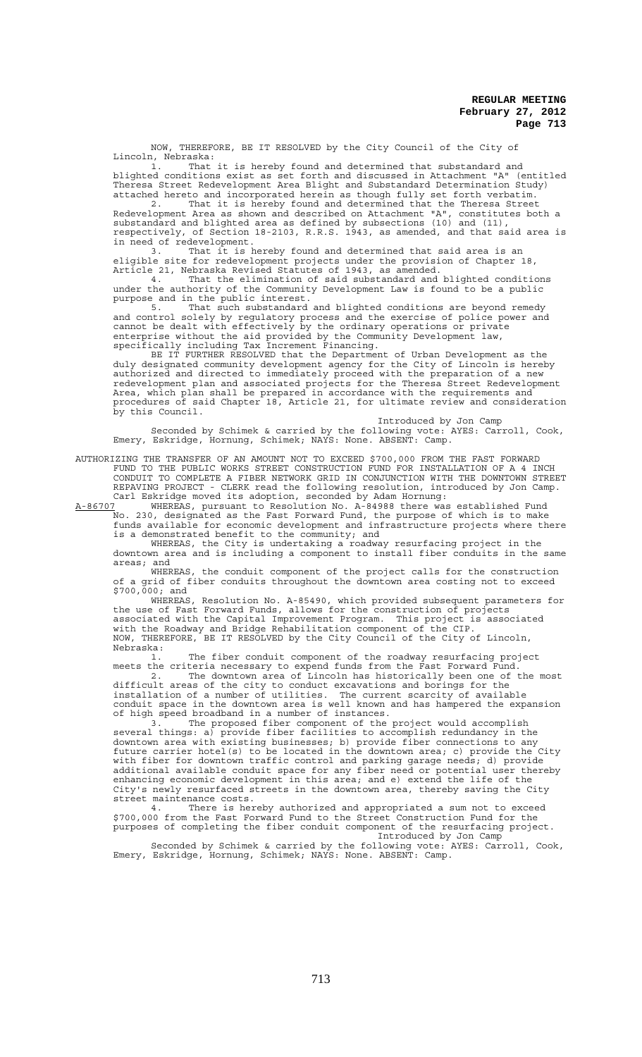NOW, THEREFORE, BE IT RESOLVED by the City Council of the City of Lincoln, Nebraska:

1. That it is hereby found and determined that substandard and blighted conditions exist as set forth and discussed in Attachment "A" (entitled Theresa Street Redevelopment Area Blight and Substandard Determination Study) attached hereto and incorporated herein as though fully set forth verbatim.

2. That it is hereby found and determined that the Theresa Street Redevelopment Area as shown and described on Attachment "A", constitutes both a substandard and blighted area as defined by subsections (10) and (11), respectively, of Section 18-2103, R.R.S. 1943, as amended, and that said area is in need of redevelopment.

3. That it is hereby found and determined that said area is an eligible site for redevelopment projects under the provision of Chapter 18, Article 21, Nebraska Revised Statutes of 1943, as amended.

4. That the elimination of said substandard and blighted conditions under the authority of the Community Development Law is found to be a public purpose and in the public interest.

5. That such substandard and blighted conditions are beyond remedy and control solely by regulatory process and the exercise of police power and cannot be dealt with effectively by the ordinary operations or private enterprise without the aid provided by the Community Development law, specifically including Tax Increment Financing.

BE IT FURTHER RESOLVED that the Department of Urban Development as the duly designated community development agency for the City of Lincoln is hereby authorized and directed to immediately proceed with the preparation of a new redevelopment plan and associated projects for the Theresa Street Redevelopment Area, which plan shall be prepared in accordance with the requirements and procedures of said Chapter 18, Article 21, for ultimate review and consideration by this Council.

Introduced by Jon Camp

Seconded by Schimek & carried by the following vote: AYES: Carroll, Cook, Emery, Eskridge, Hornung, Schimek; NAYS: None. ABSENT: Camp.

AUTHORIZING THE TRANSFER OF AN AMOUNT NOT TO EXCEED $700,000 FROM THE FAST FORWARD FUND TO THE PUBLIC WORKS STREET CONSTRUCTION FUND FOR INSTALLATION OF A 4 INCH CONDUIT TO COMPLETE A FIBER NETWORK GRID IN CONJUNCTION WITH THE DOWNTOWN STREET REPAVING PROJECT - CLERK read the following resolution, introduced by Jon Camp. Carl Eskridge moved its adoption, seconded by Adam Hornung:

A-86707 WHEREAS, pursuant to Resolution No. A-84988 there was established Fund No. 230, designated as the Fast Forward Fund, the purpose of which is to make funds available for economic development and infrastructure projects where there is a demonstrated benefit to the community; and

WHEREAS, the City is undertaking a roadway resurfacing project in the downtown area and is including a component to install fiber conduits in the same areas; and

WHEREAS, the conduit component of the project calls for the construction of a grid of fiber conduits throughout the downtown area costing not to exceed $700,000; and

WHEREAS, Resolution No. A-85490, which provided subsequent parameters for the use of Fast Forward Funds, allows for the construction of projects associated with the Capital Improvement Program. This project is associated with the Roadway and Bridge Rehabilitation component of the CIP.

NOW, THEREFORE, BE IT RESOLVED by the City Council of the City of Lincoln, Nebraska:

1. The fiber conduit component of the roadway resurfacing project meets the criteria necessary to expend funds from the Fast Forward Fund.

2. The downtown area of Lincoln has historically been one of the most difficult areas of the city to conduct excavations and borings for the installation of a number of utilities. The current scarcity of available conduit space in the downtown area is well known and has hampered the expansion of high speed broadband in a number of instances.

3. The proposed fiber component of the project would accomplish several things: a) provide fiber facilities to accomplish redundancy in the downtown area with existing businesses; b) provide fiber connections to any future carrier hotel(s) to be located in the downtown area; c) provide the City with fiber for downtown traffic control and parking garage needs; d) provide additional available conduit space for any fiber need or potential user thereby enhancing economic development in this area; and e) extend the life of the City's newly resurfaced streets in the downtown area, thereby saving the City street maintenance costs.

4. There is hereby authorized and appropriated a sum not to exceed $700,000 from the Fast Forward Fund to the Street Construction Fund for the purposes of completing the fiber conduit component of the resurfacing project.

Introduced by Jon Camp

Seconded by Schimek & carried by the following vote: AYES: Carroll, Cook, Emery, Eskridge, Hornung, Schimek; NAYS: None. ABSENT: Camp.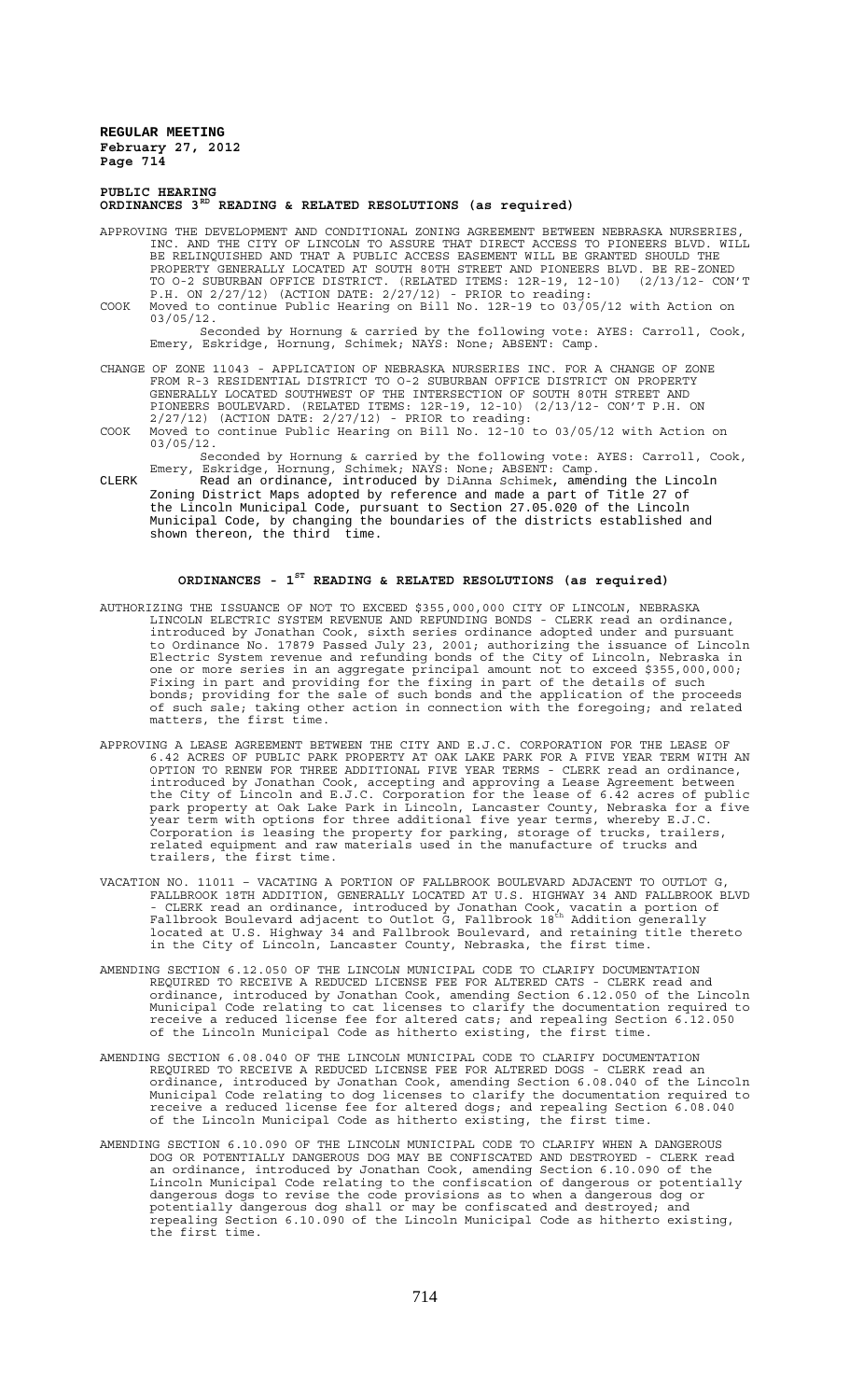**REGULAR MEETING**
**February 27, 2012**
**Page 714**

## PUBLIC HEARING
## ORDINANCES 3[RD] READING & RELATED RESOLUTIONS (as required)

APPROVING THE DEVELOPMENT AND CONDITIONAL ZONING AGREEMENT BETWEEN NEBRASKA NURSERIES, INC. AND THE CITY OF LINCOLN TO ASSURE THAT DIRECT ACCESS TO PIONEERS BLVD. WILL BE RELINQUISHED AND THAT A PUBLIC ACCESS EASEMENT WILL BE GRANTED SHOULD THE PROPERTY GENERALLY LOCATED AT SOUTH 80TH STREET AND PIONEERS BLVD. BE RE-ZONED TO O-2 SUBURBAN OFFICE DISTRICT. (RELATED ITEMS: 12R-19, 12-10) (2/13/12- CON'T P.H. ON 2/27/12) (ACTION DATE: 2/27/12) - PRIOR to reading:

COOK Moved to continue Public Hearing on Bill No. 12R-19 to 03/05/12 with Action on 03/05/12.

Seconded by Hornung & carried by the following vote: AYES: Carroll, Cook, Emery, Eskridge, Hornung, Schimek; NAYS: None; ABSENT: Camp.

CHANGE OF ZONE 11043 - APPLICATION OF NEBRASKA NURSERIES INC. FOR A CHANGE OF ZONE FROM R-3 RESIDENTIAL DISTRICT TO O-2 SUBURBAN OFFICE DISTRICT ON PROPERTY GENERALLY LOCATED SOUTHWEST OF THE INTERSECTION OF SOUTH 80TH STREET AND PIONEERS BOULEVARD. (RELATED ITEMS: 12R-19, 12-10) (2/13/12- CON'T P.H. ON 2/27/12) (ACTION DATE: 2/27/12) - PRIOR to reading:

COOK Moved to continue Public Hearing on Bill No. 12-10 to 03/05/12 with Action on 03/05/12.

Seconded by Hornung & carried by the following vote: AYES: Carroll, Cook, Emery, Eskridge, Hornung, Schimek; NAYS: None; ABSENT: Camp.

CLERK Read an ordinance, introduced by DiAnna Schimek, amending the Lincoln Zoning District Maps adopted by reference and made a part of Title 27 of the Lincoln Municipal Code, pursuant to Section 27.05.020 of the Lincoln Municipal Code, by changing the boundaries of the districts established and shown thereon, the third time.

## ORDINANCES - 1[ST] READING & RELATED RESOLUTIONS (as required)

AUTHORIZING THE ISSUANCE OF NOT TO EXCEED $355,000,000 CITY OF LINCOLN, NEBRASKA LINCOLN ELECTRIC SYSTEM REVENUE AND REFUNDING BONDS - CLERK read an ordinance, introduced by Jonathan Cook, sixth series ordinance adopted under and pursuant to Ordinance No. 17879 Passed July 23, 2001; authorizing the issuance of Lincoln Electric System revenue and refunding bonds of the City of Lincoln, Nebraska in one or more series in an aggregate principal amount not to exceed $355,000,000; Fixing in part and providing for the fixing in part of the details of such bonds; providing for the sale of such bonds and the application of the proceeds of such sale; taking other action in connection with the foregoing; and related matters, the first time.

APPROVING A LEASE AGREEMENT BETWEEN THE CITY AND E.J.C. CORPORATION FOR THE LEASE OF 6.42 ACRES OF PUBLIC PARK PROPERTY AT OAK LAKE PARK FOR A FIVE YEAR TERM WITH AN OPTION TO RENEW FOR THREE ADDITIONAL FIVE YEAR TERMS - CLERK read an ordinance, introduced by Jonathan Cook, accepting and approving a Lease Agreement between the City of Lincoln and E.J.C. Corporation for the lease of 6.42 acres of public park property at Oak Lake Park in Lincoln, Lancaster County, Nebraska for a five year term with options for three additional five year terms, whereby E.J.C. Corporation is leasing the property for parking, storage of trucks, trailers, related equipment and raw materials used in the manufacture of trucks and trailers, the first time.

VACATION NO. 11011 – VACATING A PORTION OF FALLBROOK BOULEVARD ADJACENT TO OUTLOT G, FALLBROOK 18TH ADDITION, GENERALLY LOCATED AT U.S. HIGHWAY 34 AND FALLBROOK BLVD - CLERK read an ordinance, introduced by Jonathan Cook, vacatin a portion of Fallbrook Boulevard adjacent to Outlot G, Fallbrook 18[th] Addition generally located at U.S. Highway 34 and Fallbrook Boulevard, and retaining title thereto in the City of Lincoln, Lancaster County, Nebraska, the first time.

AMENDING SECTION 6.12.050 OF THE LINCOLN MUNICIPAL CODE TO CLARIFY DOCUMENTATION REQUIRED TO RECEIVE A REDUCED LICENSE FEE FOR ALTERED CATS - CLERK read and ordinance, introduced by Jonathan Cook, amending Section 6.12.050 of the Lincoln Municipal Code relating to cat licenses to clarify the documentation required to receive a reduced license fee for altered cats; and repealing Section 6.12.050 of the Lincoln Municipal Code as hitherto existing, the first time.

AMENDING SECTION 6.08.040 OF THE LINCOLN MUNICIPAL CODE TO CLARIFY DOCUMENTATION REQUIRED TO RECEIVE A REDUCED LICENSE FEE FOR ALTERED DOGS - CLERK read an ordinance, introduced by Jonathan Cook, amending Section 6.08.040 of the Lincoln Municipal Code relating to dog licenses to clarify the documentation required to receive a reduced license fee for altered dogs; and repealing Section 6.08.040 of the Lincoln Municipal Code as hitherto existing, the first time.

AMENDING SECTION 6.10.090 OF THE LINCOLN MUNICIPAL CODE TO CLARIFY WHEN A DANGEROUS DOG OR POTENTIALLY DANGEROUS DOG MAY BE CONFISCATED AND DESTROYED - CLERK read an ordinance, introduced by Jonathan Cook, amending Section 6.10.090 of the Lincoln Municipal Code relating to the confiscation of dangerous or potentially dangerous dogs to revise the code provisions as to when a dangerous dog or potentially dangerous dog shall or may be confiscated and destroyed; and repealing Section 6.10.090 of the Lincoln Municipal Code as hitherto existing, the first time.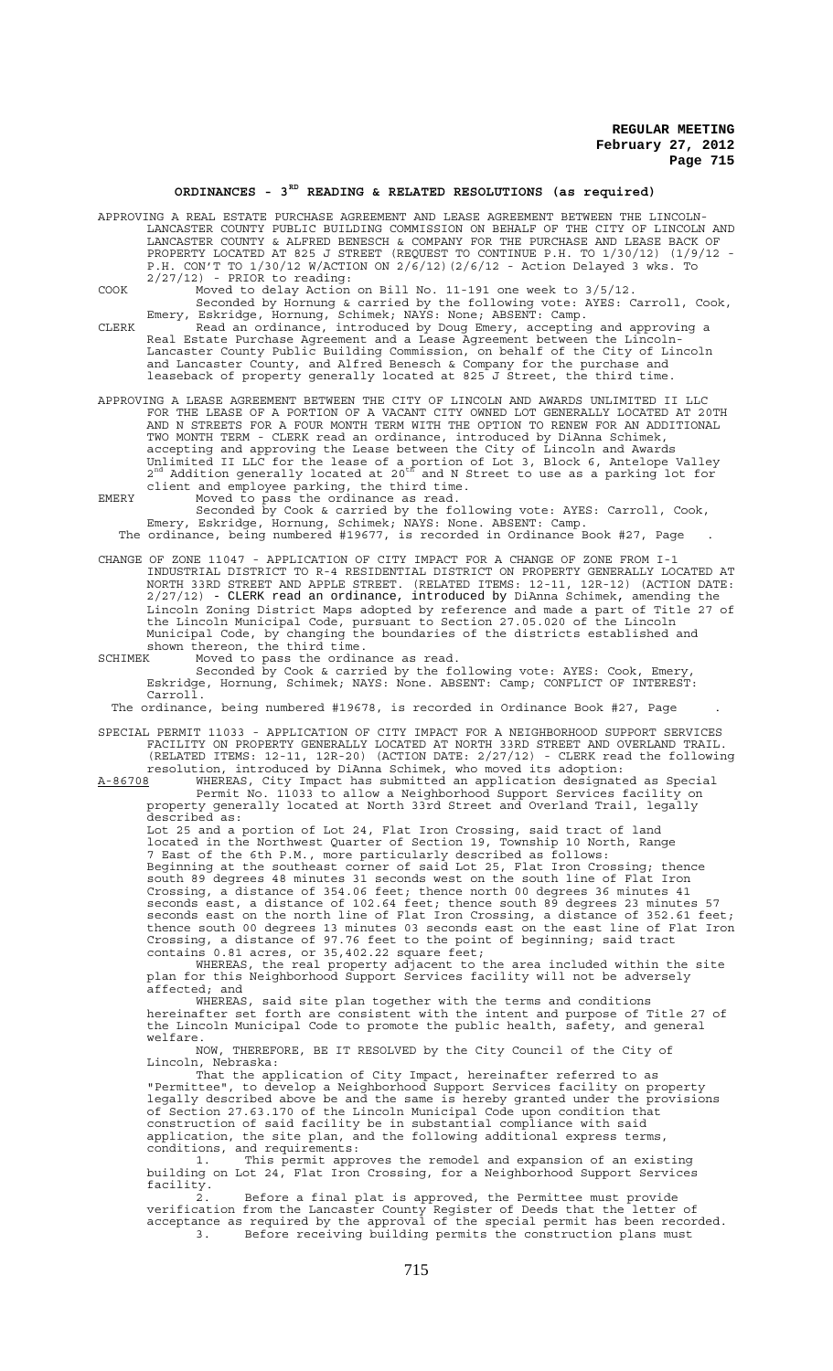## ORDINANCES - 3[RD] READING & RELATED RESOLUTIONS (as required)

APPROVING A REAL ESTATE PURCHASE AGREEMENT AND LEASE AGREEMENT BETWEEN THE LINCOLN-LANCASTER COUNTY PUBLIC BUILDING COMMISSION ON BEHALF OF THE CITY OF LINCOLN AND LANCASTER COUNTY & ALFRED BENESCH & COMPANY FOR THE PURCHASE AND LEASE BACK OF PROPERTY LOCATED AT 825 J STREET (REQUEST TO CONTINUE P.H. TO 1/30/12) (1/9/12 - P.H. CON'T TO 1/30/12 W/ACTION ON 2/6/12)(2/6/12 - Action Delayed 3 wks. To 2/27/12) - PRIOR to reading:

COOK Moved to delay Action on Bill No. 11-191 one week to 3/5/12.

Seconded by Hornung & carried by the following vote: AYES: Carroll, Cook, Emery, Eskridge, Hornung, Schimek; NAYS: None; ABSENT: Camp.

CLERK Read an ordinance, introduced by Doug Emery, accepting and approving a Real Estate Purchase Agreement and a Lease Agreement between the Lincoln-Lancaster County Public Building Commission, on behalf of the City of Lincoln and Lancaster County, and Alfred Benesch & Company for the purchase and leaseback of property generally located at 825 J Street, the third time.

APPROVING A LEASE AGREEMENT BETWEEN THE CITY OF LINCOLN AND AWARDS UNLIMITED II LLC FOR THE LEASE OF A PORTION OF A VACANT CITY OWNED LOT GENERALLY LOCATED AT 20TH AND N STREETS FOR A FOUR MONTH TERM WITH THE OPTION TO RENEW FOR AN ADDITIONAL TWO MONTH TERM - CLERK read an ordinance, introduced by DiAnna Schimek, accepting and approving the Lease between the City of Lincoln and Awards Unlimited II LLC for the lease of a portion of Lot 3, Block 6, Antelope Valley 2[nd] Addition generally located at 20[th] and N Street to use as a parking lot for client and employee parking, the third time.

EMERY Moved to pass the ordinance as read.

Seconded by Cook & carried by the following vote: AYES: Carroll, Cook, Emery, Eskridge, Hornung, Schimek; NAYS: None. ABSENT: Camp.

The ordinance, being numbered #19677, is recorded in Ordinance Book #27, Page .

CHANGE OF ZONE 11047 - APPLICATION OF CITY IMPACT FOR A CHANGE OF ZONE FROM I-1 INDUSTRIAL DISTRICT TO R-4 RESIDENTIAL DISTRICT ON PROPERTY GENERALLY LOCATED AT NORTH 33RD STREET AND APPLE STREET. (RELATED ITEMS: 12-11, 12R-12) (ACTION DATE: 2/27/12) - CLERK read an ordinance, introduced by DiAnna Schimek, amending the Lincoln Zoning District Maps adopted by reference and made a part of Title 27 of the Lincoln Municipal Code, pursuant to Section 27.05.020 of the Lincoln Municipal Code, by changing the boundaries of the districts established and shown thereon, the third time.

SCHIMEK Moved to pass the ordinance as read.

Seconded by Cook & carried by the following vote: AYES: Cook, Emery, Eskridge, Hornung, Schimek; NAYS: None. ABSENT: Camp; CONFLICT OF INTEREST: Carroll.

The ordinance, being numbered #19678, is recorded in Ordinance Book #27, Page .

SPECIAL PERMIT 11033 - APPLICATION OF CITY IMPACT FOR A NEIGHBORHOOD SUPPORT SERVICES FACILITY ON PROPERTY GENERALLY LOCATED AT NORTH 33RD STREET AND OVERLAND TRAIL. (RELATED ITEMS: 12-11, 12R-20) (ACTION DATE: 2/27/12) - CLERK read the following resolution, introduced by DiAnna Schimek, who moved its adoption:

A-86708 WHEREAS, City Impact has submitted an application designated as Special Permit No. 11033 to allow a Neighborhood Support Services facility on property generally located at North 33rd Street and Overland Trail, legally described as:

Lot 25 and a portion of Lot 24, Flat Iron Crossing, said tract of land located in the Northwest Quarter of Section 19, Township 10 North, Range 7 East of the 6th P.M., more particularly described as follows:
Beginning at the southeast corner of said Lot 25, Flat Iron Crossing; thence south 89 degrees 48 minutes 31 seconds west on the south line of Flat Iron Crossing, a distance of 354.06 feet; thence north 00 degrees 36 minutes 41 seconds east, a distance of 102.64 feet; thence south 89 degrees 23 minutes 57 seconds east on the north line of Flat Iron Crossing, a distance of 352.61 feet; thence south 00 degrees 13 minutes 03 seconds east on the east line of Flat Iron Crossing, a distance of 97.76 feet to the point of beginning; said tract contains 0.81 acres, or 35,402.22 square feet;

WHEREAS, the real property adjacent to the area included within the site plan for this Neighborhood Support Services facility will not be adversely affected; and

WHEREAS, said site plan together with the terms and conditions hereinafter set forth are consistent with the intent and purpose of Title 27 of the Lincoln Municipal Code to promote the public health, safety, and general welfare.

NOW, THEREFORE, BE IT RESOLVED by the City Council of the City of Lincoln, Nebraska:

That the application of City Impact, hereinafter referred to as "Permittee", to develop a Neighborhood Support Services facility on property legally described above be and the same is hereby granted under the provisions of Section 27.63.170 of the Lincoln Municipal Code upon condition that construction of said facility be in substantial compliance with said application, the site plan, and the following additional express terms, conditions, and requirements:

1. This permit approves the remodel and expansion of an existing building on Lot 24, Flat Iron Crossing, for a Neighborhood Support Services facility.

2. Before a final plat is approved, the Permittee must provide verification from the Lancaster County Register of Deeds that the letter of acceptance as required by the approval of the special permit has been recorded.

3. Before receiving building permits the construction plans must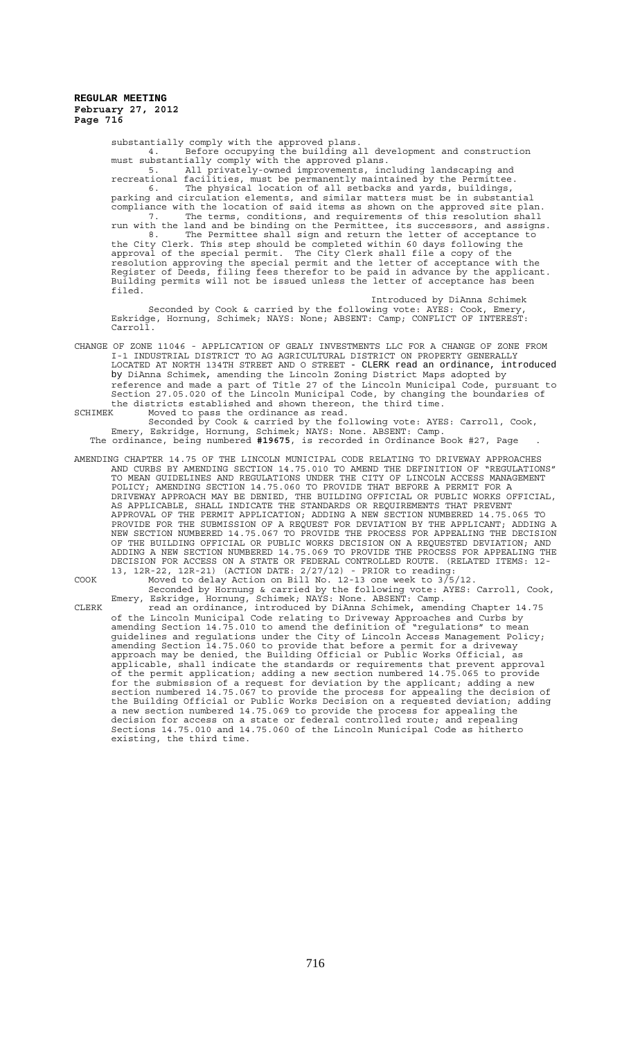substantially comply with the approved plans.

4. Before occupying the building all development and construction must substantially comply with the approved plans.

5. All privately-owned improvements, including landscaping and recreational facilities, must be permanently maintained by the Permittee.

6. The physical location of all setbacks and yards, buildings, parking and circulation elements, and similar matters must be in substantial compliance with the location of said items as shown on the approved site plan.

7. The terms, conditions, and requirements of this resolution shall run with the land and be binding on the Permittee, its successors, and assigns.

8. The Permittee shall sign and return the letter of acceptance to the City Clerk. This step should be completed within 60 days following the approval of the special permit. The City Clerk shall file a copy of the resolution approving the special permit and the letter of acceptance with the Register of Deeds, filing fees therefor to be paid in advance by the applicant. Building permits will not be issued unless the letter of acceptance has been filed.

Introduced by DiAnna Schimek

Seconded by Cook & carried by the following vote: AYES: Cook, Emery, Eskridge, Hornung, Schimek; NAYS: None; ABSENT: Camp; CONFLICT OF INTEREST: Carroll.

CHANGE OF ZONE 11046 - APPLICATION OF GEALY INVESTMENTS LLC FOR A CHANGE OF ZONE FROM I-1 INDUSTRIAL DISTRICT TO AG AGRICULTURAL DISTRICT ON PROPERTY GENERALLY LOCATED AT NORTH 134TH STREET AND O STREET - CLERK read an ordinance, introduced by DiAnna Schimek, amending the Lincoln Zoning District Maps adopted by reference and made a part of Title 27 of the Lincoln Municipal Code, pursuant to Section 27.05.020 of the Lincoln Municipal Code, by changing the boundaries of the districts established and shown thereon, the third time.

SCHIMEK Moved to pass the ordinance as read.

Seconded by Cook & carried by the following vote: AYES: Carroll, Cook, Emery, Eskridge, Hornung, Schimek; NAYS: None. ABSENT: Camp.

The ordinance, being numbered **#19675**, is recorded in Ordinance Book #27, Page .

AMENDING CHAPTER 14.75 OF THE LINCOLN MUNICIPAL CODE RELATING TO DRIVEWAY APPROACHES AND CURBS BY AMENDING SECTION 14.75.010 TO AMEND THE DEFINITION OF "REGULATIONS" TO MEAN GUIDELINES AND REGULATIONS UNDER THE CITY OF LINCOLN ACCESS MANAGEMENT POLICY; AMENDING SECTION 14.75.060 TO PROVIDE THAT BEFORE A PERMIT FOR A DRIVEWAY APPROACH MAY BE DENIED, THE BUILDING OFFICIAL OR PUBLIC WORKS OFFICIAL, AS APPLICABLE, SHALL INDICATE THE STANDARDS OR REQUIREMENTS THAT PREVENT APPROVAL OF THE PERMIT APPLICATION; ADDING A NEW SECTION NUMBERED 14.75.065 TO PROVIDE FOR THE SUBMISSION OF A REQUEST FOR DEVIATION BY THE APPLICANT; ADDING A NEW SECTION NUMBERED 14.75.067 TO PROVIDE THE PROCESS FOR APPEALING THE DECISION OF THE BUILDING OFFICIAL OR PUBLIC WORKS DECISION ON A REQUESTED DEVIATION; AND ADDING A NEW SECTION NUMBERED 14.75.069 TO PROVIDE THE PROCESS FOR APPEALING THE DECISION FOR ACCESS ON A STATE OR FEDERAL CONTROLLED ROUTE. (RELATED ITEMS: 12-13, 12R-22, 12R-21) (ACTION DATE: 2/27/12) - PRIOR to reading:

COOK Moved to delay Action on Bill No. 12-13 one week to 3/5/12.

Seconded by Hornung & carried by the following vote: AYES: Carroll, Cook, Emery, Eskridge, Hornung, Schimek; NAYS: None. ABSENT: Camp.

CLERK read an ordinance, introduced by DiAnna Schimek, amending Chapter 14.75 of the Lincoln Municipal Code relating to Driveway Approaches and Curbs by amending Section 14.75.010 to amend the definition of "regulations" to mean guidelines and regulations under the City of Lincoln Access Management Policy; amending Section 14.75.060 to provide that before a permit for a driveway approach may be denied, the Building Official or Public Works Official, as applicable, shall indicate the standards or requirements that prevent approval of the permit application; adding a new section numbered 14.75.065 to provide for the submission of a request for deviation by the applicant; adding a new section numbered 14.75.067 to provide the process for appealing the decision of the Building Official or Public Works Decision on a requested deviation; adding a new section numbered 14.75.069 to provide the process for appealing the decision for access on a state or federal controlled route; and repealing Sections 14.75.010 and 14.75.060 of the Lincoln Municipal Code as hitherto existing, the third time.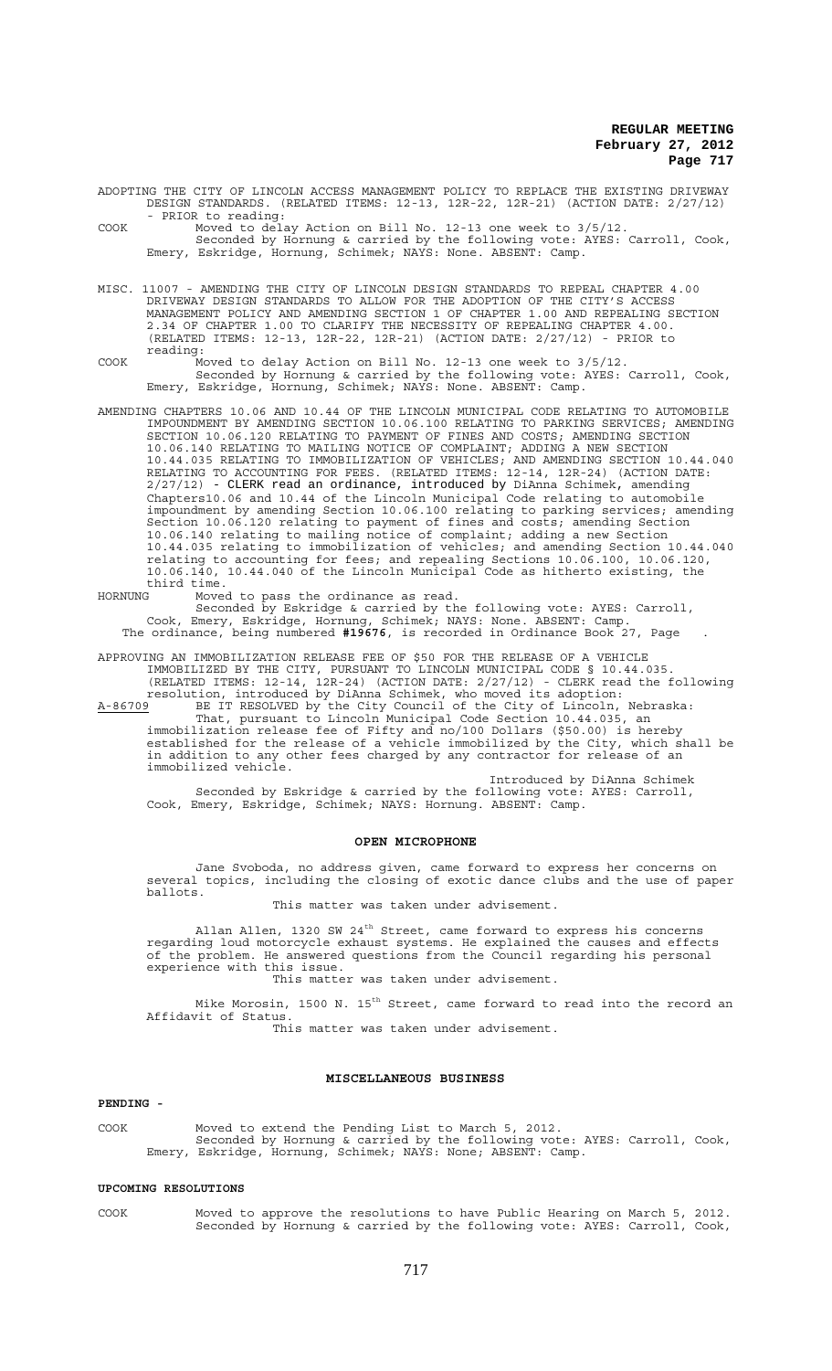ADOPTING THE CITY OF LINCOLN ACCESS MANAGEMENT POLICY TO REPLACE THE EXISTING DRIVEWAY DESIGN STANDARDS. (RELATED ITEMS: 12-13, 12R-22, 12R-21) (ACTION DATE: 2/27/12) - PRIOR to reading:

COOK Moved to delay Action on Bill No. 12-13 one week to 3/5/12.
Seconded by Hornung & carried by the following vote: AYES: Carroll, Cook, Emery, Eskridge, Hornung, Schimek; NAYS: None. ABSENT: Camp.

MISC. 11007 - AMENDING THE CITY OF LINCOLN DESIGN STANDARDS TO REPEAL CHAPTER 4.00 DRIVEWAY DESIGN STANDARDS TO ALLOW FOR THE ADOPTION OF THE CITY'S ACCESS MANAGEMENT POLICY AND AMENDING SECTION 1 OF CHAPTER 1.00 AND REPEALING SECTION 2.34 OF CHAPTER 1.00 TO CLARIFY THE NECESSITY OF REPEALING CHAPTER 4.00. (RELATED ITEMS: 12-13, 12R-22, 12R-21) (ACTION DATE: 2/27/12) - PRIOR to reading:

COOK Moved to delay Action on Bill No. 12-13 one week to 3/5/12.
Seconded by Hornung & carried by the following vote: AYES: Carroll, Cook, Emery, Eskridge, Hornung, Schimek; NAYS: None. ABSENT: Camp.

AMENDING CHAPTERS 10.06 AND 10.44 OF THE LINCOLN MUNICIPAL CODE RELATING TO AUTOMOBILE IMPOUNDMENT BY AMENDING SECTION 10.06.100 RELATING TO PARKING SERVICES; AMENDING SECTION 10.06.120 RELATING TO PAYMENT OF FINES AND COSTS; AMENDING SECTION 10.06.140 RELATING TO MAILING NOTICE OF COMPLAINT; ADDING A NEW SECTION 10.44.035 RELATING TO IMMOBILIZATION OF VEHICLES; AND AMENDING SECTION 10.44.040 RELATING TO ACCOUNTING FOR FEES. (RELATED ITEMS: 12-14, 12R-24) (ACTION DATE: 2/27/12) - CLERK read an ordinance, introduced by DiAnna Schimek, amending Chapters10.06 and 10.44 of the Lincoln Municipal Code relating to automobile impoundment by amending Section 10.06.100 relating to parking services; amending Section 10.06.120 relating to payment of fines and costs; amending Section 10.06.140 relating to mailing notice of complaint; adding a new Section 10.44.035 relating to immobilization of vehicles; and amending Section 10.44.040 relating to accounting for fees; and repealing Sections 10.06.100, 10.06.120, 10.06.140, 10.44.040 of the Lincoln Municipal Code as hitherto existing, the third time.

HORNUNG Moved to pass the ordinance as read.
Seconded by Eskridge & carried by the following vote: AYES: Carroll, Cook, Emery, Eskridge, Hornung, Schimek; NAYS: None. ABSENT: Camp.
The ordinance, being numbered **#19676**, is recorded in Ordinance Book 27, Page .

APPROVING AN IMMOBILIZATION RELEASE FEE OF $50 FOR THE RELEASE OF A VEHICLE IMMOBILIZED BY THE CITY, PURSUANT TO LINCOLN MUNICIPAL CODE § 10.44.035. (RELATED ITEMS: 12-14, 12R-24) (ACTION DATE: 2/27/12) - CLERK read the following resolution, introduced by DiAnna Schimek, who moved its adoption:

A-86709 BE IT RESOLVED by the City Council of the City of Lincoln, Nebraska:
That, pursuant to Lincoln Municipal Code Section 10.44.035, an immobilization release fee of Fifty and no/100 Dollars ($50.00) is hereby established for the release of a vehicle immobilized by the City, which shall be in addition to any other fees charged by any contractor for release of an immobilized vehicle.

Introduced by DiAnna Schimek

Seconded by Eskridge & carried by the following vote: AYES: Carroll, Cook, Emery, Eskridge, Schimek; NAYS: Hornung. ABSENT: Camp.

## OPEN MICROPHONE

Jane Svoboda, no address given, came forward to express her concerns on several topics, including the closing of exotic dance clubs and the use of paper ballots.

This matter was taken under advisement.

Allan Allen, 1320 SW 24th Street, came forward to express his concerns regarding loud motorcycle exhaust systems. He explained the causes and effects of the problem. He answered questions from the Council regarding his personal experience with this issue.

This matter was taken under advisement.

Mike Morosin, 1500 N. 15th Street, came forward to read into the record an Affidavit of Status.

This matter was taken under advisement.

## MISCELLANEOUS BUSINESS

**PENDING -**

COOK Moved to extend the Pending List to March 5, 2012.
Seconded by Hornung & carried by the following vote: AYES: Carroll, Cook, Emery, Eskridge, Hornung, Schimek; NAYS: None; ABSENT: Camp.

**UPCOMING RESOLUTIONS**

COOK Moved to approve the resolutions to have Public Hearing on March 5, 2012.
Seconded by Hornung & carried by the following vote: AYES: Carroll, Cook,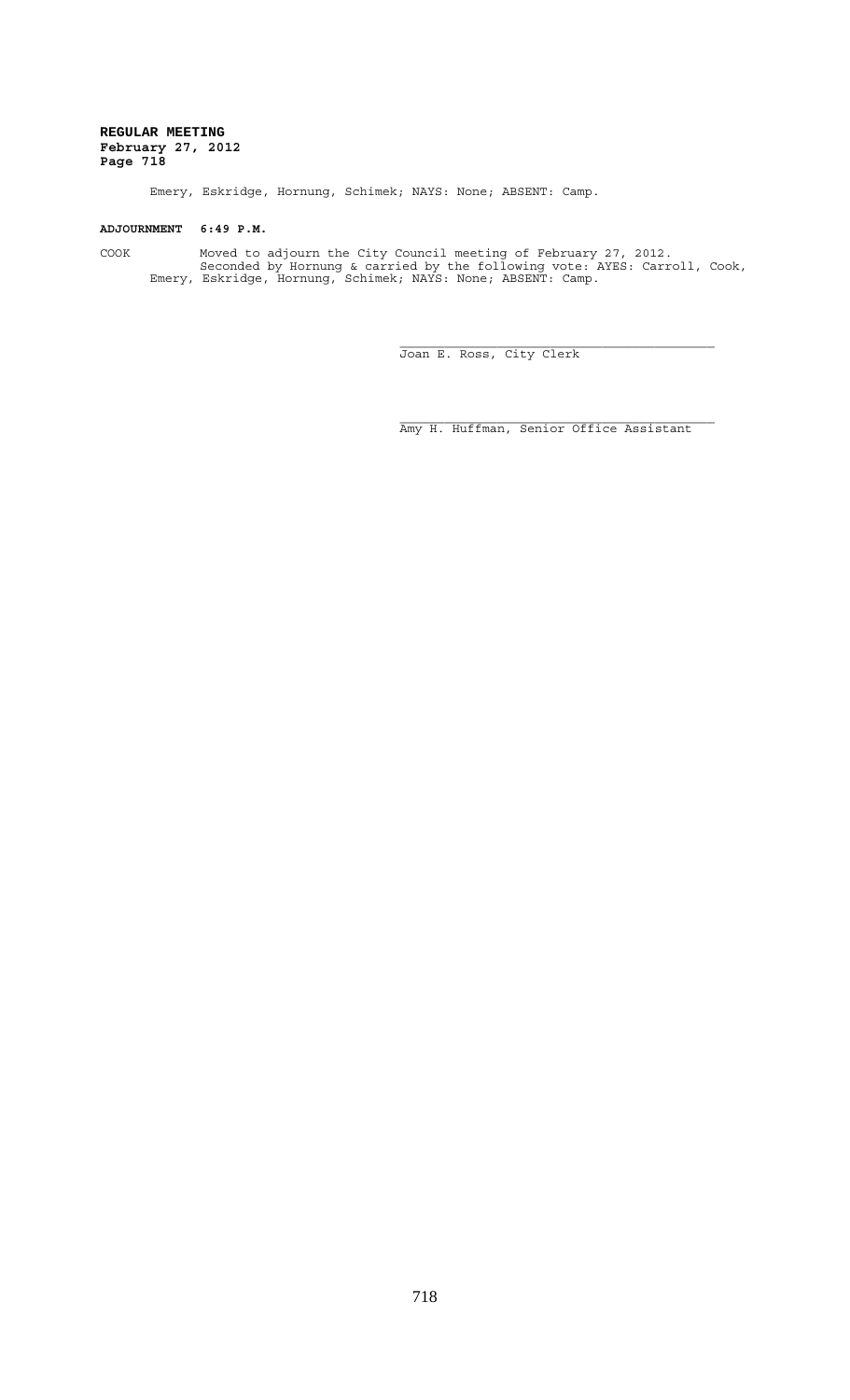Emery, Eskridge, Hornung, Schimek; NAYS: None; ABSENT: Camp.

**ADJOURNMENT 6:49 P.M.**

COOK Moved to adjourn the City Council meeting of February 27, 2012. Seconded by Hornung & carried by the following vote: AYES: Carroll, Cook, Emery, Eskridge, Hornung, Schimek; NAYS: None; ABSENT: Camp.

\_\_\_\_\_\_\_\_\_\_\_\_\_\_\_\_\_\_\_\_\_\_\_\_\_\_\_\_\_\_\_\_\_\_\_\_\_\_\_\_

Joan E. Ross, City Clerk

\_\_\_\_\_\_\_\_\_\_\_\_\_\_\_\_\_\_\_\_\_\_\_\_\_\_\_\_\_\_\_\_\_\_\_\_\_\_\_\_

Amy H. Huffman, Senior Office Assistant